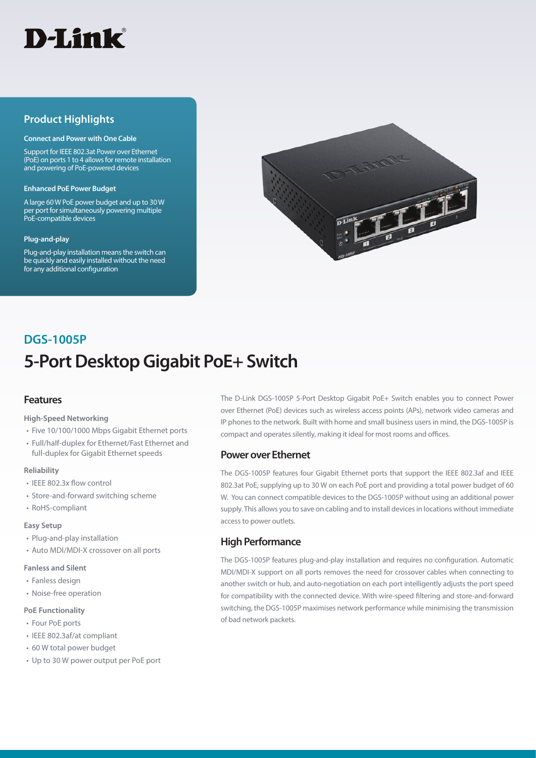D-Link

## Product Highlights

**Connect and Power with One Cable**

Support for IEEE 802.3at Power over Ethernet (PoE) on ports 1 to 4 allows for remote installation and powering of PoE-powered devices

**Enhanced PoE Power Budget**

A large 60 W PoE power budget and up to 30 W per port for simultaneously powering multiple PoE-compatible devices

**Plug-and-play**

Plug-and-play installation means the switch can be quickly and easily installed without the need for any additional configuration

## DGS-1005P

# 5-Port Desktop Gigabit PoE+ Switch

## Features

**High-Speed Networking**

- Five 10/100/1000 Mbps Gigabit Ethernet ports
- Full/half-duplex for Ethernet/Fast Ethernet and full-duplex for Gigabit Ethernet speeds

**Reliability**

- IEEE 802.3x flow control
- Store-and-forward switching scheme
- RoHS-compliant

**Easy Setup**

- Plug-and-play installation
- Auto MDI/MDI-X crossover on all ports

**Fanless and Silent**

- Fanless design
- Noise-free operation

**PoE Functionality**

- Four PoE ports
- IEEE 802.3af/at compliant
- 60 W total power budget
- Up to 30 W power output per PoE port

The D-Link DGS-1005P 5-Port Desktop Gigabit PoE+ Switch enables you to connect Power over Ethernet (PoE) devices such as wireless access points (APs), network video cameras and IP phones to the network. Built with home and small business users in mind, the DGS-1005P is compact and operates silently, making it ideal for most rooms and offices.

## Power over Ethernet

The DGS-1005P features four Gigabit Ethernet ports that support the IEEE 802.3af and IEEE 802.3at PoE, supplying up to 30 W on each PoE port and providing a total power budget of 60 W. You can connect compatible devices to the DGS-1005P without using an additional power supply. This allows you to save on cabling and to install devices in locations without immediate access to power outlets.

## High Performance

The DGS-1005P features plug-and-play installation and requires no configuration. Automatic MDI/MDI-X support on all ports removes the need for crossover cables when connecting to another switch or hub, and auto-negotiation on each port intelligently adjusts the port speed for compatibility with the connected device. With wire-speed filtering and store-and-forward switching, the DGS-1005P maximises network performance while minimising the transmission of bad network packets.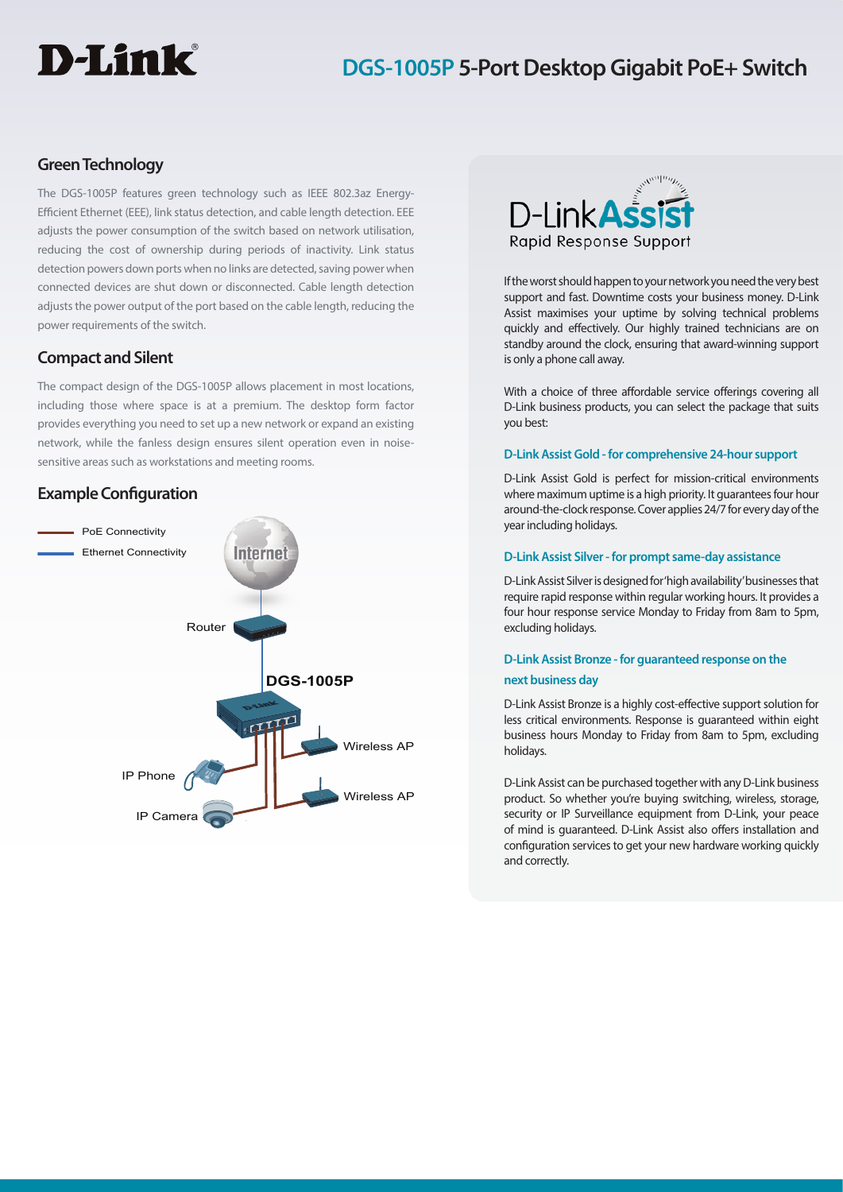## Green Technology

The DGS-1005P features green technology such as IEEE 802.3az Energy-Efficient Ethernet (EEE), link status detection, and cable length detection. EEE adjusts the power consumption of the switch based on network utilisation, reducing the cost of ownership during periods of inactivity. Link status detection powers down ports when no links are detected, saving power when connected devices are shut down or disconnected. Cable length detection adjusts the power output of the port based on the cable length, reducing the power requirements of the switch.

## Compact and Silent

The compact design of the DGS-1005P allows placement in most locations, including those where space is at a premium. The desktop form factor provides everything you need to set up a new network or expand an existing network, while the fanless design ensures silent operation even in noise-sensitive areas such as workstations and meeting rooms.

## Example Configuration

PoE Connectivity
Ethernet Connectivity

Internet
Router
DGS-1005P
Wireless AP
Wireless AP
IP Phone
IP Camera

## D-Link Assist

Rapid Response Support

If the worst should happen to your network you need the very best support and fast. Downtime costs your business money. D-Link Assist maximises your uptime by solving technical problems quickly and effectively. Our highly trained technicians are on standby around the clock, ensuring that award-winning support is only a phone call away.

With a choice of three affordable service offerings covering all D-Link business products, you can select the package that suits you best:

### D-Link Assist Gold - for comprehensive 24-hour support

D-Link Assist Gold is perfect for mission-critical environments where maximum uptime is a high priority. It guarantees four hour around-the-clock response. Cover applies 24/7 for every day of the year including holidays.

### D-Link Assist Silver - for prompt same-day assistance

D-Link Assist Silver is designed for 'high availability' businesses that require rapid response within regular working hours. It provides a four hour response service Monday to Friday from 8am to 5pm, excluding holidays.

### D-Link Assist Bronze - for guaranteed response on the next business day

D-Link Assist Bronze is a highly cost-effective support solution for less critical environments. Response is guaranteed within eight business hours Monday to Friday from 8am to 5pm, excluding holidays.

D-Link Assist can be purchased together with any D-Link business product. So whether you're buying switching, wireless, storage, security or IP Surveillance equipment from D-Link, your peace of mind is guaranteed. D-Link Assist also offers installation and configuration services to get your new hardware working quickly and correctly.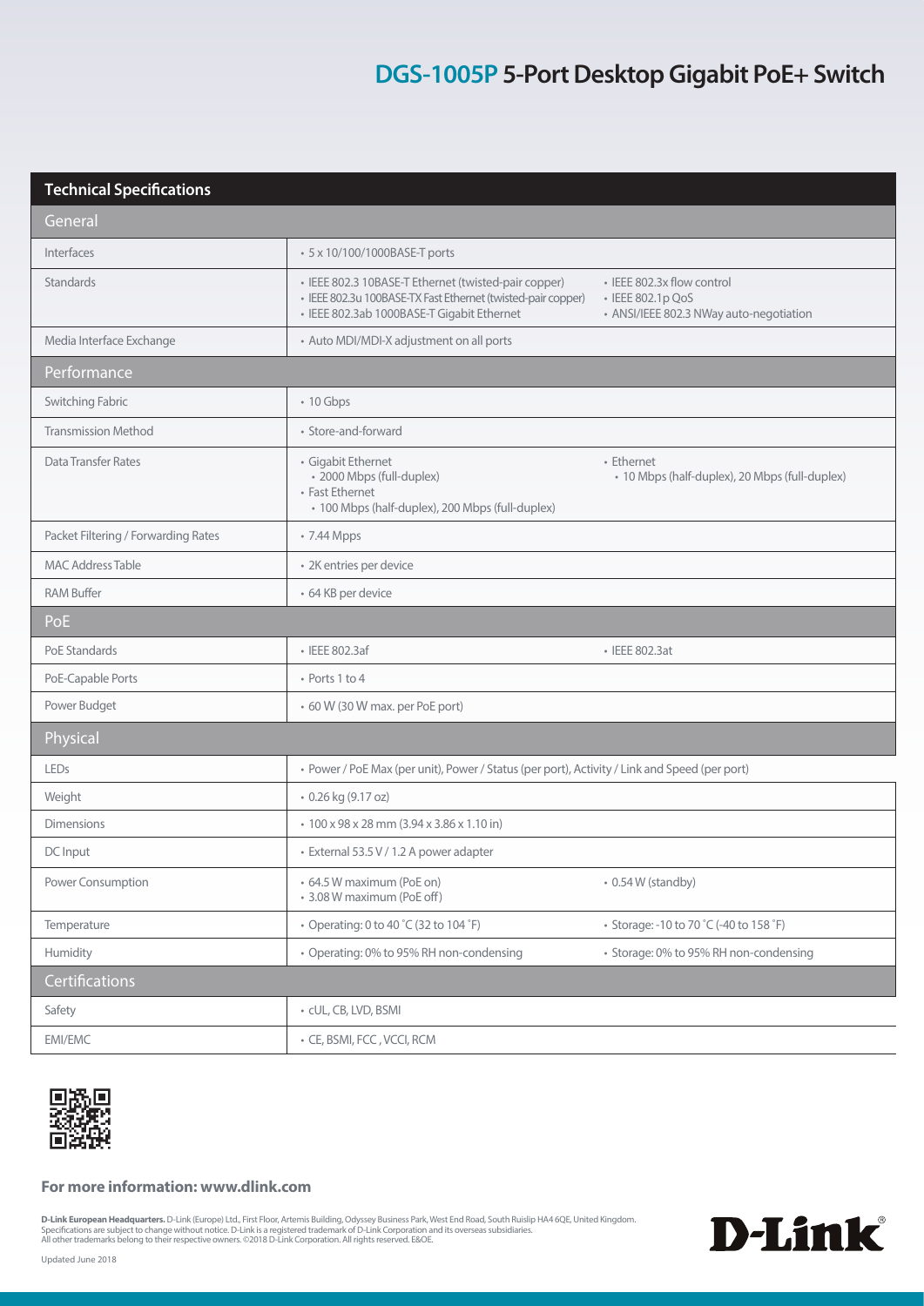# DGS-1005P 5-Port Desktop Gigabit PoE+ Switch

## Technical Specifications

| | | |
|---|---|---|
| **General** | | |
| Interfaces | • 5 x 10/100/1000BASE-T ports | |
| Standards | • IEEE 802.3 10BASE-T Ethernet (twisted-pair copper)<br>• IEEE 802.3u 100BASE-TX Fast Ethernet (twisted-pair copper)<br>• IEEE 802.3ab 1000BASE-T Gigabit Ethernet | • IEEE 802.3x flow control<br>• IEEE 802.1p QoS<br>• ANSI/IEEE 802.3 NWay auto-negotiation |
| Media Interface Exchange | • Auto MDI/MDI-X adjustment on all ports | |
| **Performance** | | |
| Switching Fabric | • 10 Gbps | |
| Transmission Method | • Store-and-forward | |
| Data Transfer Rates | • Gigabit Ethernet<br>• 2000 Mbps (full-duplex)<br>• Fast Ethernet<br>• 100 Mbps (half-duplex), 200 Mbps (full-duplex) | • Ethernet<br>• 10 Mbps (half-duplex), 20 Mbps (full-duplex) |
| Packet Filtering / Forwarding Rates | • 7.44 Mpps | |
| MAC Address Table | • 2K entries per device | |
| RAM Buffer | • 64 KB per device | |
| **PoE** | | |
| PoE Standards | • IEEE 802.3af | • IEEE 802.3at |
| PoE-Capable Ports | • Ports 1 to 4 | |
| Power Budget | • 60 W (30 W max. per PoE port) | |
| **Physical** | | |
| LEDs | • Power / PoE Max (per unit), Power / Status (per port), Activity / Link and Speed (per port) | |
| Weight | • 0.26 kg (9.17 oz) | |
| Dimensions | • 100 x 98 x 28 mm (3.94 x 3.86 x 1.10 in) | |
| DC Input | • External 53.5 V / 1.2 A power adapter | |
| Power Consumption | • 64.5 W maximum (PoE on)<br>• 3.08 W maximum (PoE off) | • 0.54 W (standby) |
| Temperature | • Operating: 0 to 40 ˚C (32 to 104 ˚F) | • Storage: -10 to 70 ˚C (-40 to 158 ˚F) |
| Humidity | • Operating: 0% to 95% RH non-condensing | • Storage: 0% to 95% RH non-condensing |
| **Certifications** | | |
| Safety | • cUL, CB, LVD, BSMI | |
| EMI/EMC | • CE, BSMI, FCC , VCCI, RCM | |

**For more information: www.dlink.com**

**D-Link European Headquarters.** D-Link (Europe) Ltd., First Floor, Artemis Building, Odyssey Business Park, West End Road, South Ruislip HA4 6QE, United Kingdom. Specifications are subject to change without notice. D-Link is a registered trademark of D-Link Corporation and its overseas subsidiaries. All other trademarks belong to their respective owners. ©2018 D-Link Corporation. All rights reserved. E&OE.

Updated June 2018